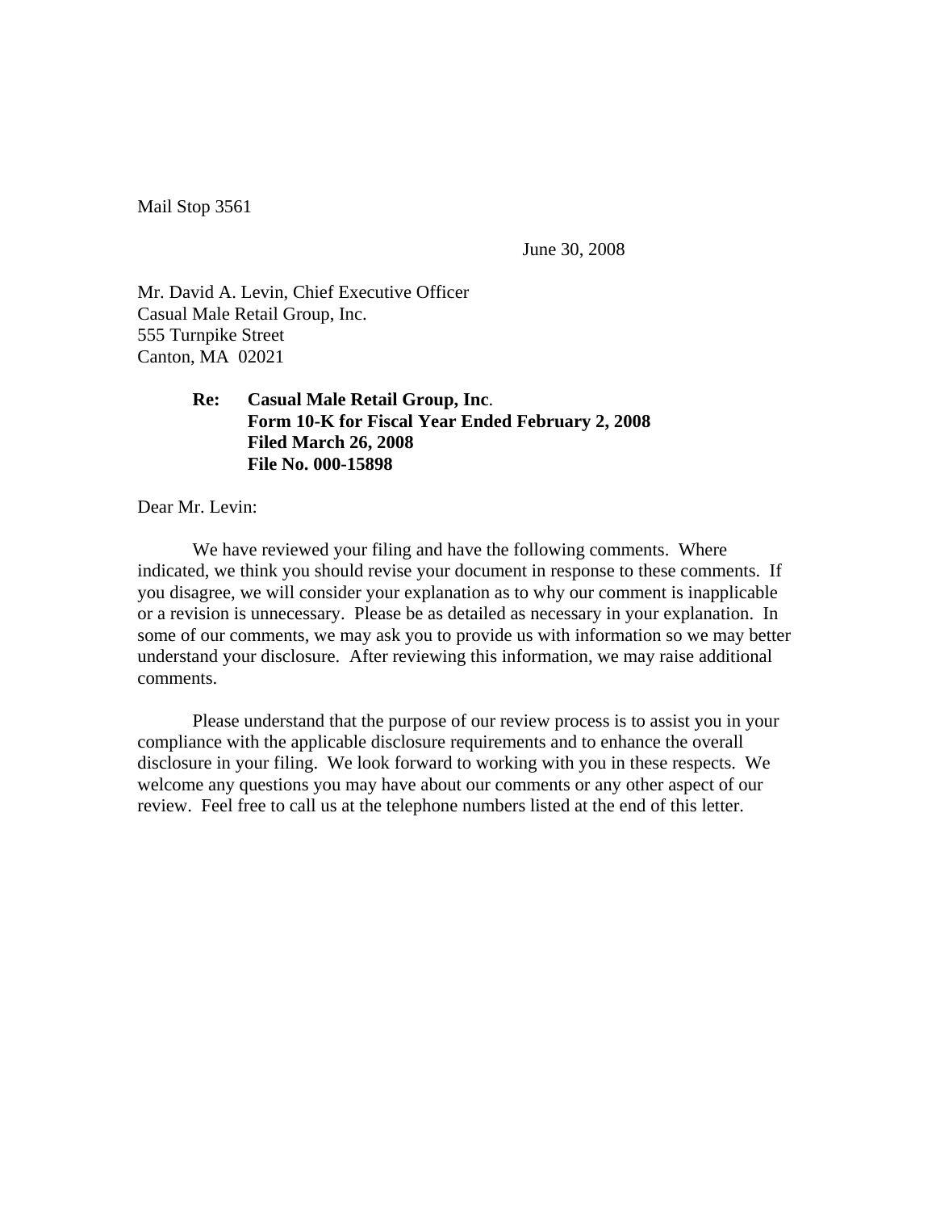Mail Stop 3561

June 30, 2008

Mr. David A. Levin, Chief Executive Officer
Casual Male Retail Group, Inc.
555 Turnpike Street
Canton, MA 02021

**Re: Casual Male Retail Group, Inc.**
**Form 10-K for Fiscal Year Ended February 2, 2008**
**Filed March 26, 2008**
**File No. 000-15898**

Dear Mr. Levin:

We have reviewed your filing and have the following comments. Where indicated, we think you should revise your document in response to these comments. If you disagree, we will consider your explanation as to why our comment is inapplicable or a revision is unnecessary. Please be as detailed as necessary in your explanation. In some of our comments, we may ask you to provide us with information so we may better understand your disclosure. After reviewing this information, we may raise additional comments.

Please understand that the purpose of our review process is to assist you in your compliance with the applicable disclosure requirements and to enhance the overall disclosure in your filing. We look forward to working with you in these respects. We welcome any questions you may have about our comments or any other aspect of our review. Feel free to call us at the telephone numbers listed at the end of this letter.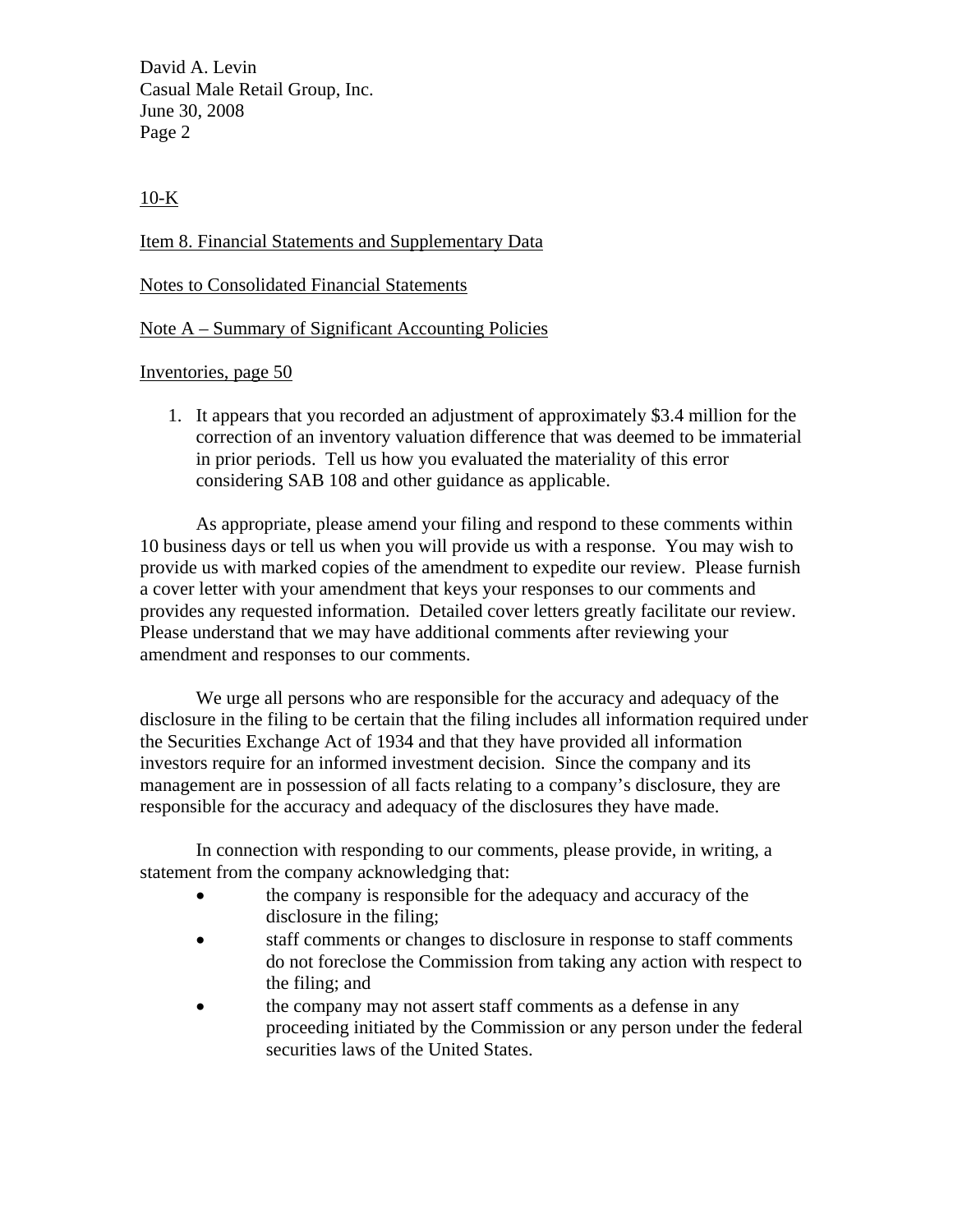10-K

Item 8. Financial Statements and Supplementary Data

Notes to Consolidated Financial Statements

Note A – Summary of Significant Accounting Policies

Inventories, page 50

1. It appears that you recorded an adjustment of approximately $3.4 million for the correction of an inventory valuation difference that was deemed to be immaterial in prior periods. Tell us how you evaluated the materiality of this error considering SAB 108 and other guidance as applicable.

As appropriate, please amend your filing and respond to these comments within 10 business days or tell us when you will provide us with a response. You may wish to provide us with marked copies of the amendment to expedite our review. Please furnish a cover letter with your amendment that keys your responses to our comments and provides any requested information. Detailed cover letters greatly facilitate our review. Please understand that we may have additional comments after reviewing your amendment and responses to our comments.

We urge all persons who are responsible for the accuracy and adequacy of the disclosure in the filing to be certain that the filing includes all information required under the Securities Exchange Act of 1934 and that they have provided all information investors require for an informed investment decision. Since the company and its management are in possession of all facts relating to a company's disclosure, they are responsible for the accuracy and adequacy of the disclosures they have made.

In connection with responding to our comments, please provide, in writing, a statement from the company acknowledging that:

- the company is responsible for the adequacy and accuracy of the disclosure in the filing;
- staff comments or changes to disclosure in response to staff comments do not foreclose the Commission from taking any action with respect to the filing; and
- the company may not assert staff comments as a defense in any proceeding initiated by the Commission or any person under the federal securities laws of the United States.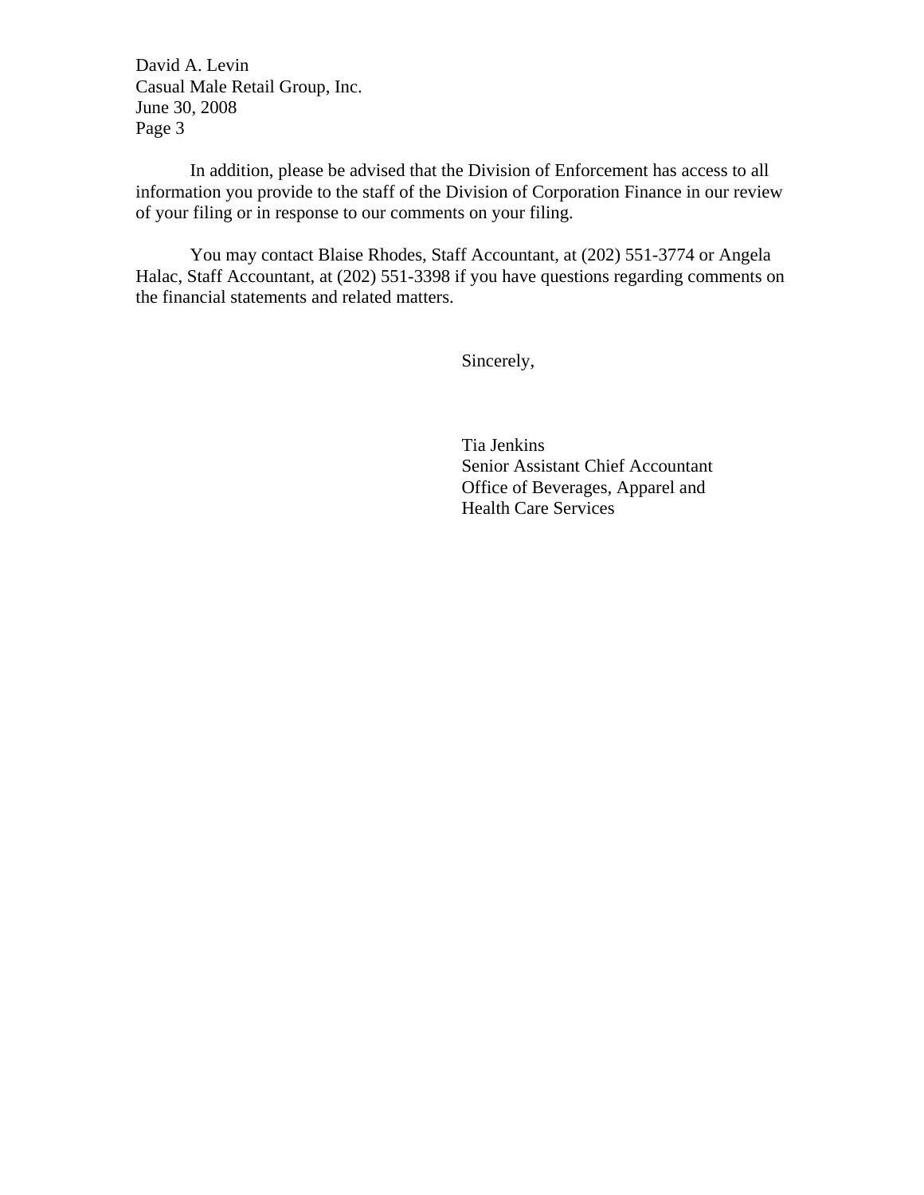In addition, please be advised that the Division of Enforcement has access to all information you provide to the staff of the Division of Corporation Finance in our review of your filing or in response to our comments on your filing.

You may contact Blaise Rhodes, Staff Accountant, at (202) 551-3774 or Angela Halac, Staff Accountant, at (202) 551-3398 if you have questions regarding comments on the financial statements and related matters.

Sincerely,

Tia Jenkins
Senior Assistant Chief Accountant
Office of Beverages, Apparel and
Health Care Services